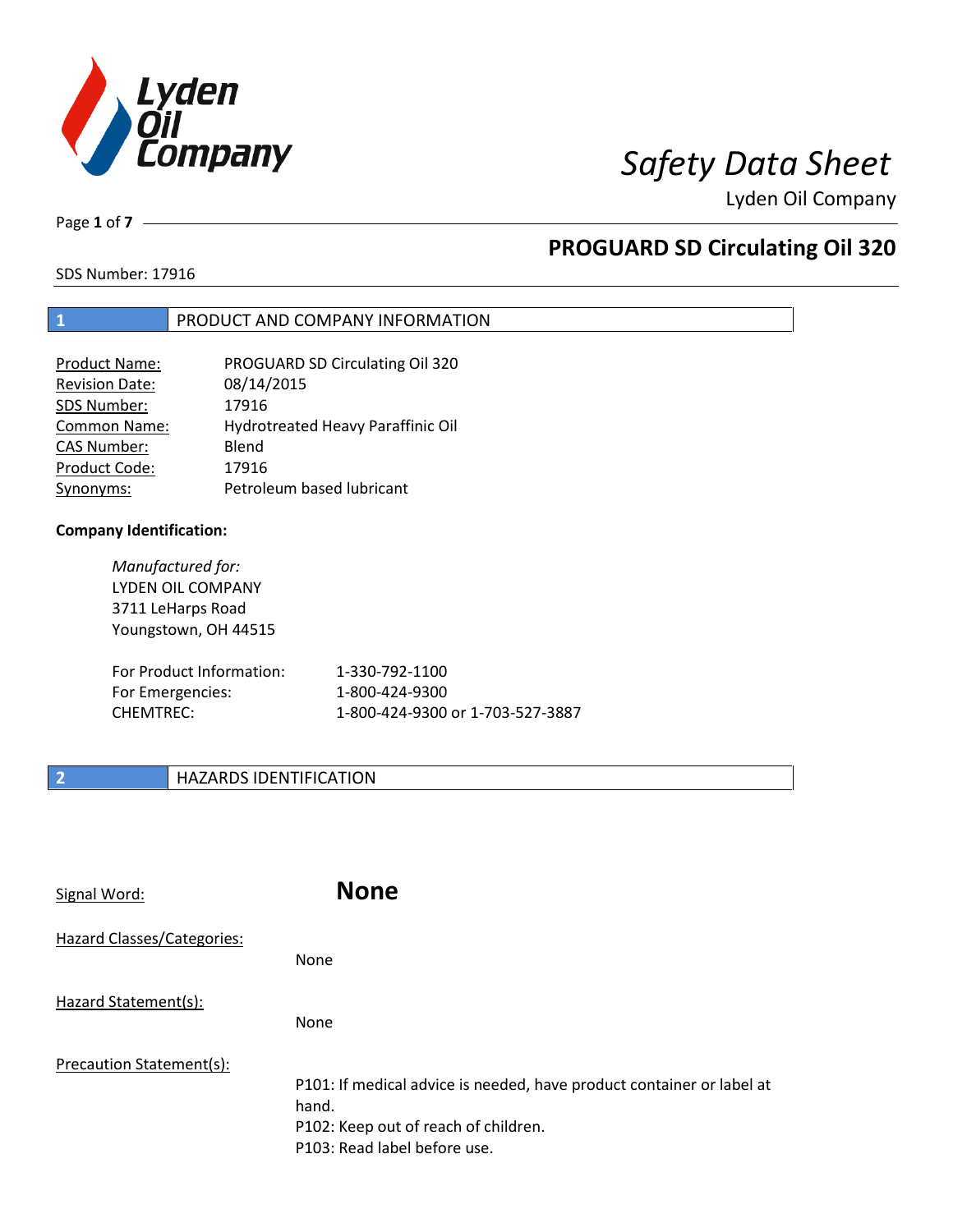# Safety Data Sheet

Lyden Oil Company

## PROGUARD SD Circulating Oil 320

SDS Number: 17916

## 1 PRODUCT AND COMPANY INFORMATION

| | |
|---|---|
| Product Name: | PROGUARD SD Circulating Oil 320 |
| Revision Date: | 08/14/2015 |
| SDS Number: | 17916 |
| Common Name: | Hydrotreated Heavy Paraffinic Oil |
| CAS Number: | Blend |
| Product Code: | 17916 |
| Synonyms: | Petroleum based lubricant |

**Company Identification:**

*Manufactured for:*
LYDEN OIL COMPANY
3711 LeHarps Road
Youngstown, OH 44515

| | |
|---|---|
| For Product Information: | 1-330-792-1100 |
| For Emergencies: | 1-800-424-9300 |
| CHEMTREC: | 1-800-424-9300 or 1-703-527-3887 |

## 2 HAZARDS IDENTIFICATION

Signal Word: **None**

Hazard Classes/Categories:

None

Hazard Statement(s):

None

Precaution Statement(s):

P101: If medical advice is needed, have product container or label at hand.
P102: Keep out of reach of children.
P103: Read label before use.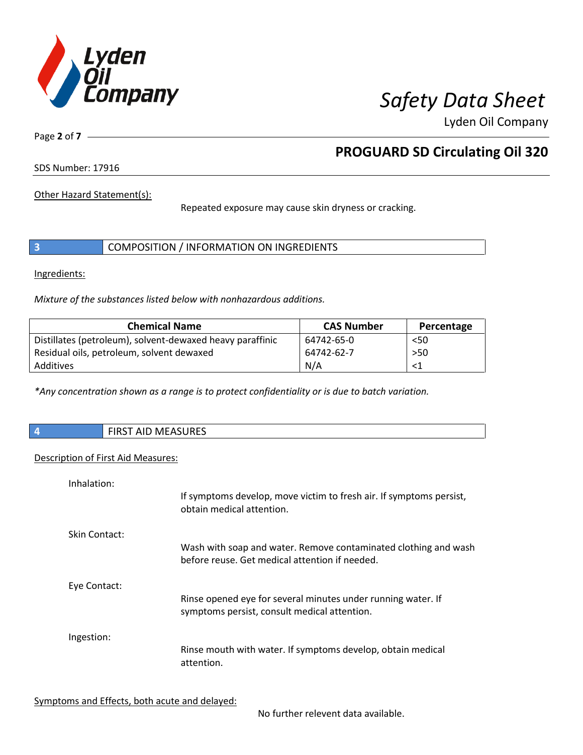Other Hazard Statement(s):

Repeated exposure may cause skin dryness or cracking.

## 3 COMPOSITION / INFORMATION ON INGREDIENTS

Ingredients:

*Mixture of the substances listed below with nonhazardous additions.*

| Chemical Name | CAS Number | Percentage |
| --- | --- | --- |
| Distillates (petroleum), solvent-dewaxed heavy paraffinic | 64742-65-0 | <50 |
| Residual oils, petroleum, solvent dewaxed | 64742-62-7 | >50 |
| Additives | N/A | <1 |

*\*Any concentration shown as a range is to protect confidentiality or is due to batch variation.*

## 4 FIRST AID MEASURES

Description of First Aid Measures:

Inhalation:

If symptoms develop, move victim to fresh air. If symptoms persist, obtain medical attention.

Skin Contact:

Wash with soap and water. Remove contaminated clothing and wash before reuse. Get medical attention if needed.

Eye Contact:

Rinse opened eye for several minutes under running water. If symptoms persist, consult medical attention.

Ingestion:

Rinse mouth with water. If symptoms develop, obtain medical attention.

Symptoms and Effects, both acute and delayed:

No further relevent data available.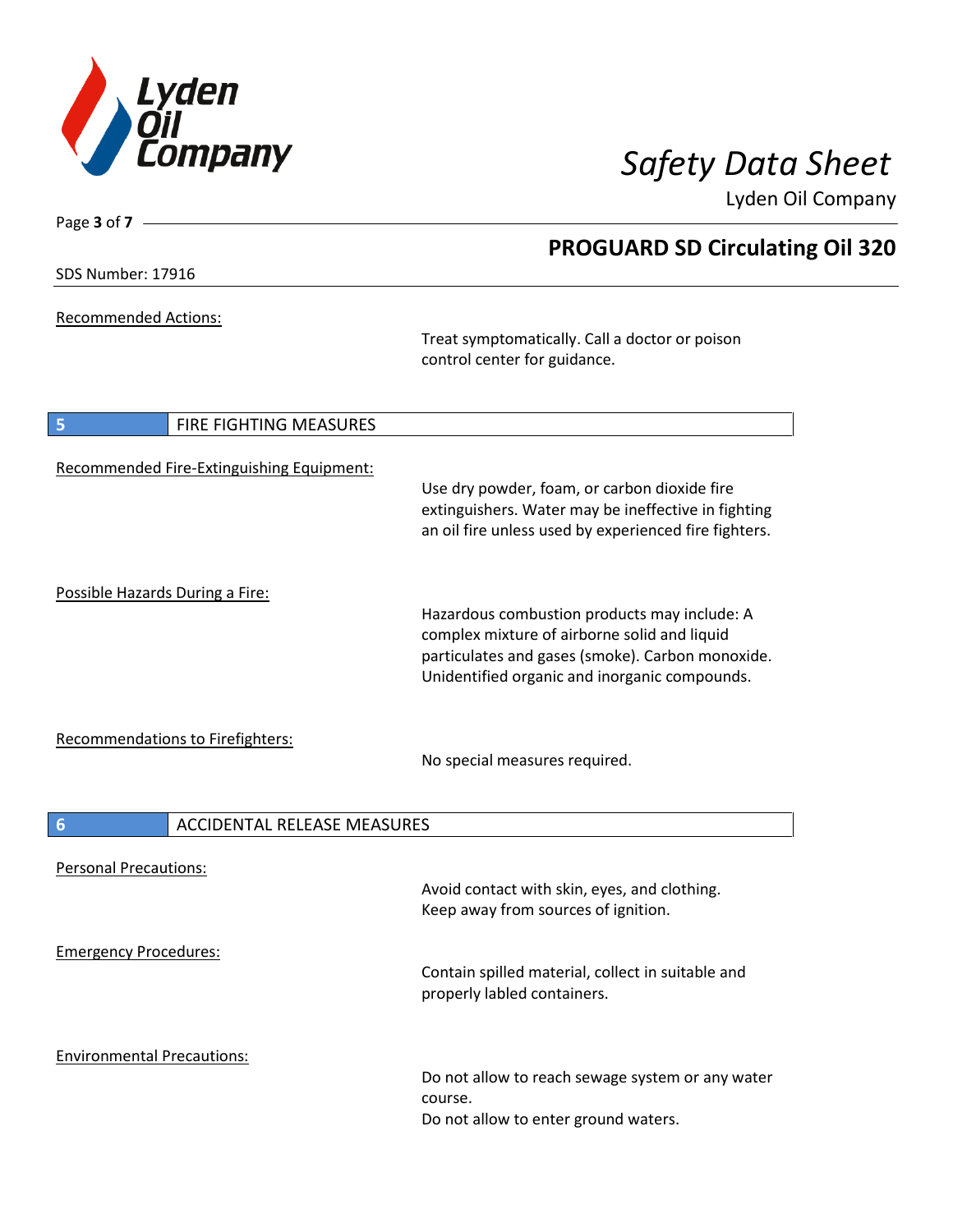Recommended Actions:

Treat symptomatically. Call a doctor or poison control center for guidance.

## 5 FIRE FIGHTING MEASURES

Recommended Fire-Extinguishing Equipment:

Use dry powder, foam, or carbon dioxide fire extinguishers. Water may be ineffective in fighting an oil fire unless used by experienced fire fighters.

Possible Hazards During a Fire:

Hazardous combustion products may include: A complex mixture of airborne solid and liquid particulates and gases (smoke). Carbon monoxide. Unidentified organic and inorganic compounds.

Recommendations to Firefighters:

No special measures required.

## 6 ACCIDENTAL RELEASE MEASURES

Personal Precautions:

Avoid contact with skin, eyes, and clothing.
Keep away from sources of ignition.

Emergency Procedures:

Contain spilled material, collect in suitable and properly labled containers.

Environmental Precautions:

Do not allow to reach sewage system or any water course.
Do not allow to enter ground waters.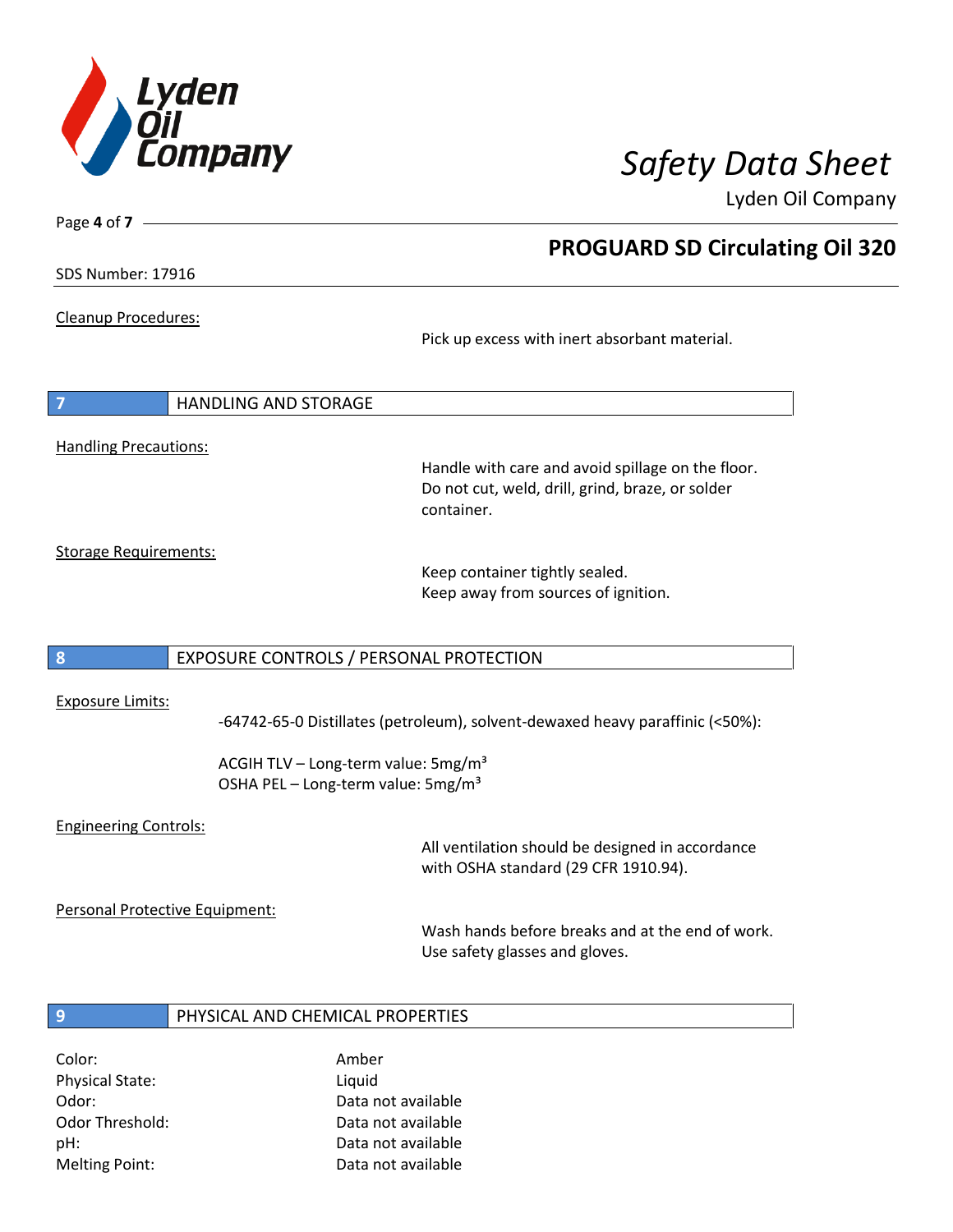Cleanup Procedures:

Pick up excess with inert absorbant material.

## 7 HANDLING AND STORAGE

Handling Precautions:

Handle with care and avoid spillage on the floor. Do not cut, weld, drill, grind, braze, or solder container.

Storage Requirements:

Keep container tightly sealed.
Keep away from sources of ignition.

## 8 EXPOSURE CONTROLS / PERSONAL PROTECTION

Exposure Limits:

-64742-65-0 Distillates (petroleum), solvent-dewaxed heavy paraffinic (<50%):

ACGIH TLV – Long-term value: 5mg/m³
OSHA PEL – Long-term value: 5mg/m³

Engineering Controls:

All ventilation should be designed in accordance with OSHA standard (29 CFR 1910.94).

Personal Protective Equipment:

Wash hands before breaks and at the end of work.
Use safety glasses and gloves.

## 9 PHYSICAL AND CHEMICAL PROPERTIES

| | |
|---|---|
| Color: | Amber |
| Physical State: | Liquid |
| Odor: | Data not available |
| Odor Threshold: | Data not available |
| pH: | Data not available |
| Melting Point: | Data not available |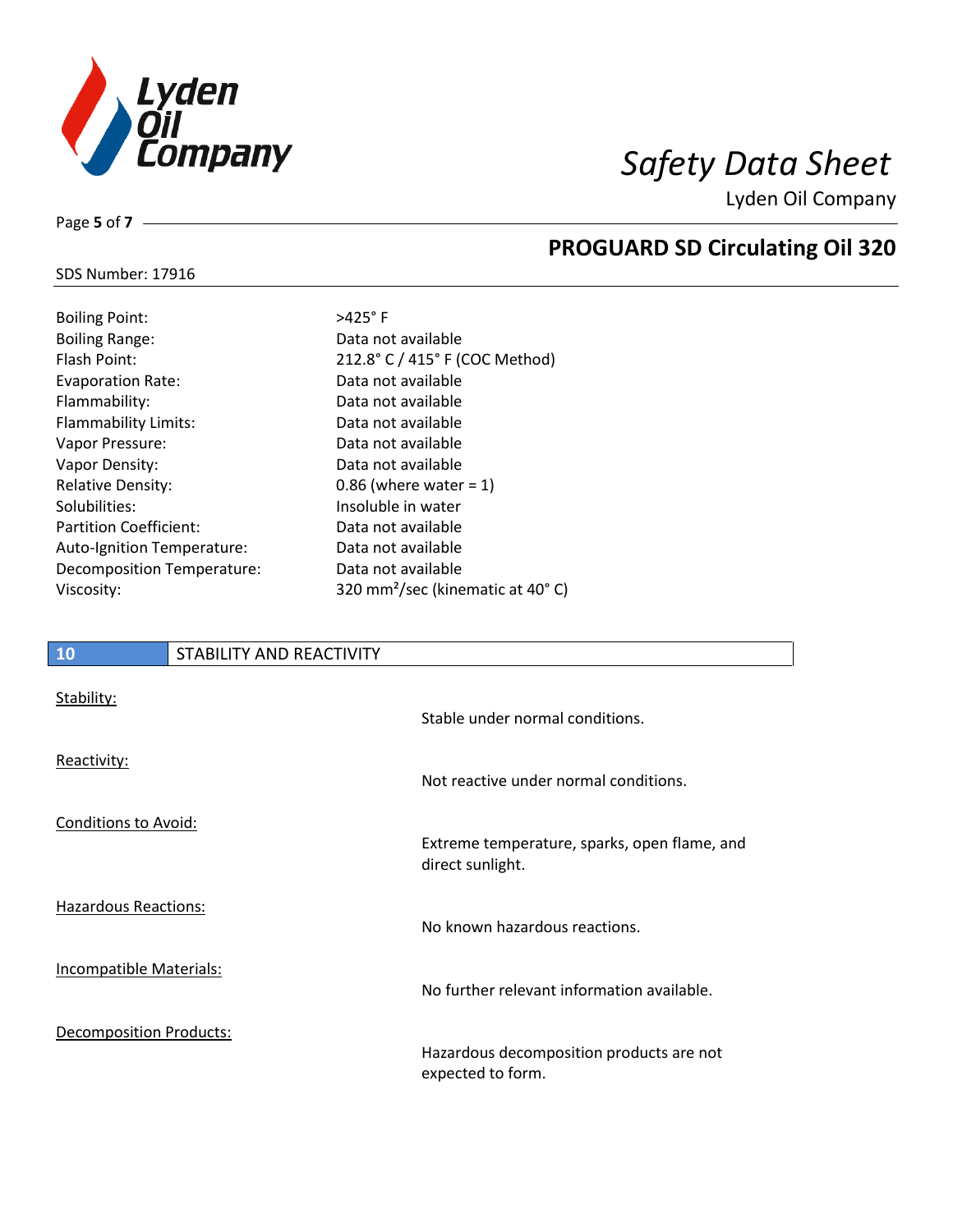| | |
|---|---|
| Boiling Point: | >425° F |
| Boiling Range: | Data not available |
| Flash Point: | 212.8° C / 415° F (COC Method) |
| Evaporation Rate: | Data not available |
| Flammability: | Data not available |
| Flammability Limits: | Data not available |
| Vapor Pressure: | Data not available |
| Vapor Density: | Data not available |
| Relative Density: | 0.86 (where water = 1) |
| Solubilities: | Insoluble in water |
| Partition Coefficient: | Data not available |
| Auto-Ignition Temperature: | Data not available |
| Decomposition Temperature: | Data not available |
| Viscosity: | 320 $mm^2$/sec (kinematic at 40° C) |

## 10 STABILITY AND REACTIVITY

Stability:

Stable under normal conditions.

Reactivity:

Not reactive under normal conditions.

Conditions to Avoid:

Extreme temperature, sparks, open flame, and direct sunlight.

Hazardous Reactions:

No known hazardous reactions.

Incompatible Materials:

No further relevant information available.

Decomposition Products:

Hazardous decomposition products are not expected to form.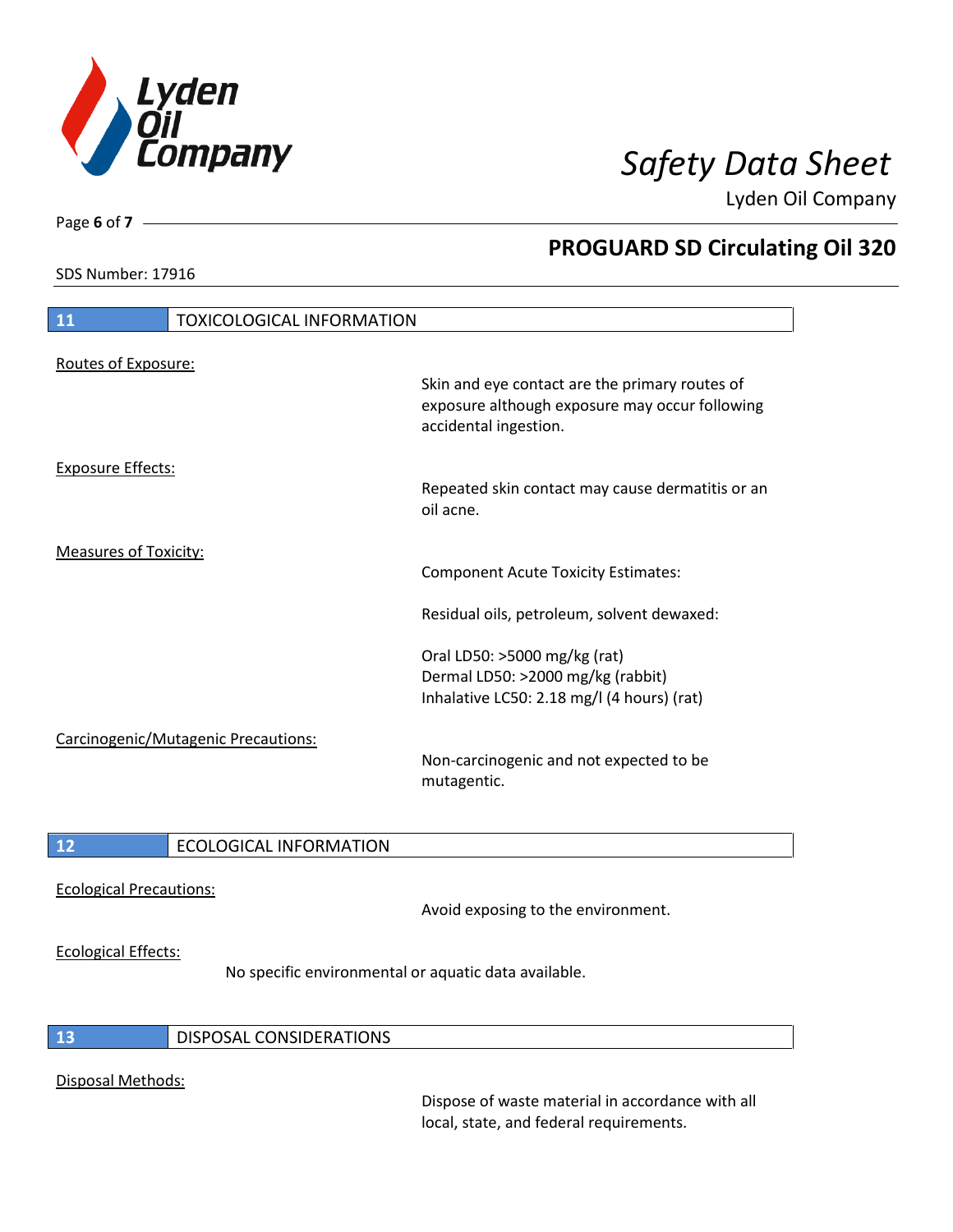## 11 TOXICOLOGICAL INFORMATION

Routes of Exposure:

Skin and eye contact are the primary routes of exposure although exposure may occur following accidental ingestion.

Exposure Effects:

Repeated skin contact may cause dermatitis or an oil acne.

Measures of Toxicity:

Component Acute Toxicity Estimates:

Residual oils, petroleum, solvent dewaxed:

Oral LD50: >5000 mg/kg (rat)
Dermal LD50: >2000 mg/kg (rabbit)
Inhalative LC50: 2.18 mg/l (4 hours) (rat)

Carcinogenic/Mutagenic Precautions:

Non-carcinogenic and not expected to be mutagentic.

## 12 ECOLOGICAL INFORMATION

Ecological Precautions:

Avoid exposing to the environment.

Ecological Effects:

No specific environmental or aquatic data available.

## 13 DISPOSAL CONSIDERATIONS

Disposal Methods:

Dispose of waste material in accordance with all local, state, and federal requirements.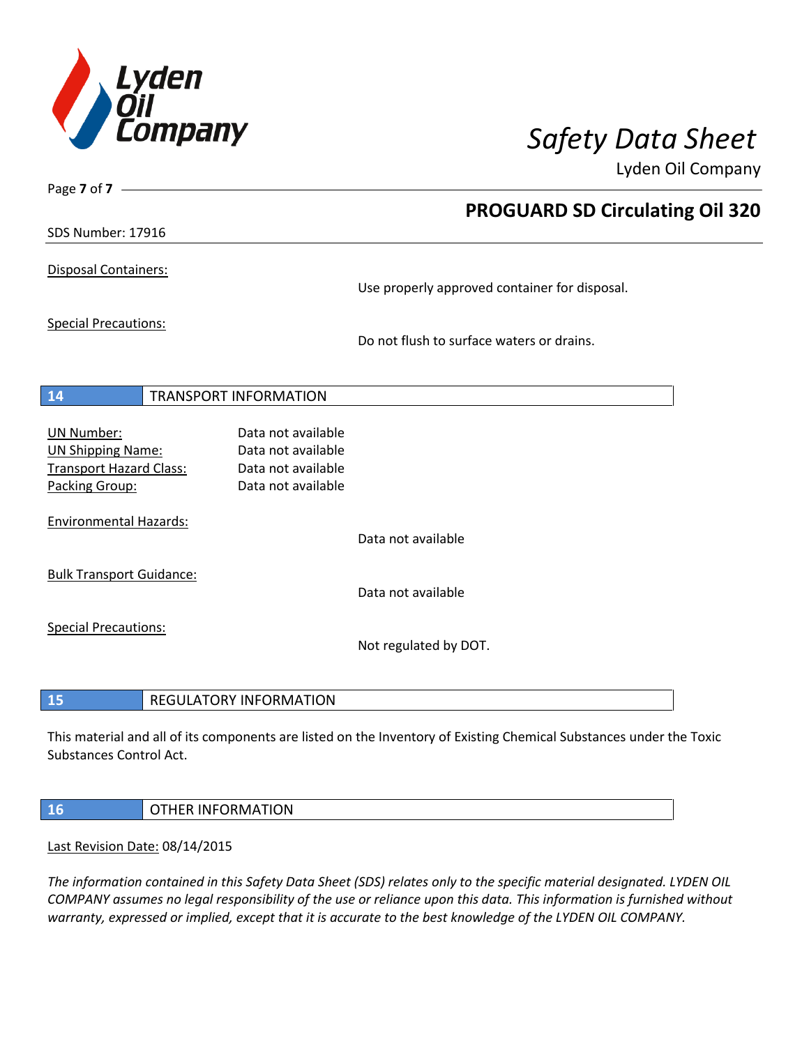Disposal Containers:

Use properly approved container for disposal.

Special Precautions:

Do not flush to surface waters or drains.

## 14 TRANSPORT INFORMATION

| | |
|---|---|
| UN Number: | Data not available |
| UN Shipping Name: | Data not available |
| Transport Hazard Class: | Data not available |
| Packing Group: | Data not available |

Environmental Hazards:

Data not available

Bulk Transport Guidance:

Data not available

Special Precautions:

Not regulated by DOT.

## 15 REGULATORY INFORMATION

This material and all of its components are listed on the Inventory of Existing Chemical Substances under the Toxic Substances Control Act.

## 16 OTHER INFORMATION

Last Revision Date: 08/14/2015

*The information contained in this Safety Data Sheet (SDS) relates only to the specific material designated. LYDEN OIL COMPANY assumes no legal responsibility of the use or reliance upon this data. This information is furnished without warranty, expressed or implied, except that it is accurate to the best knowledge of the LYDEN OIL COMPANY.*